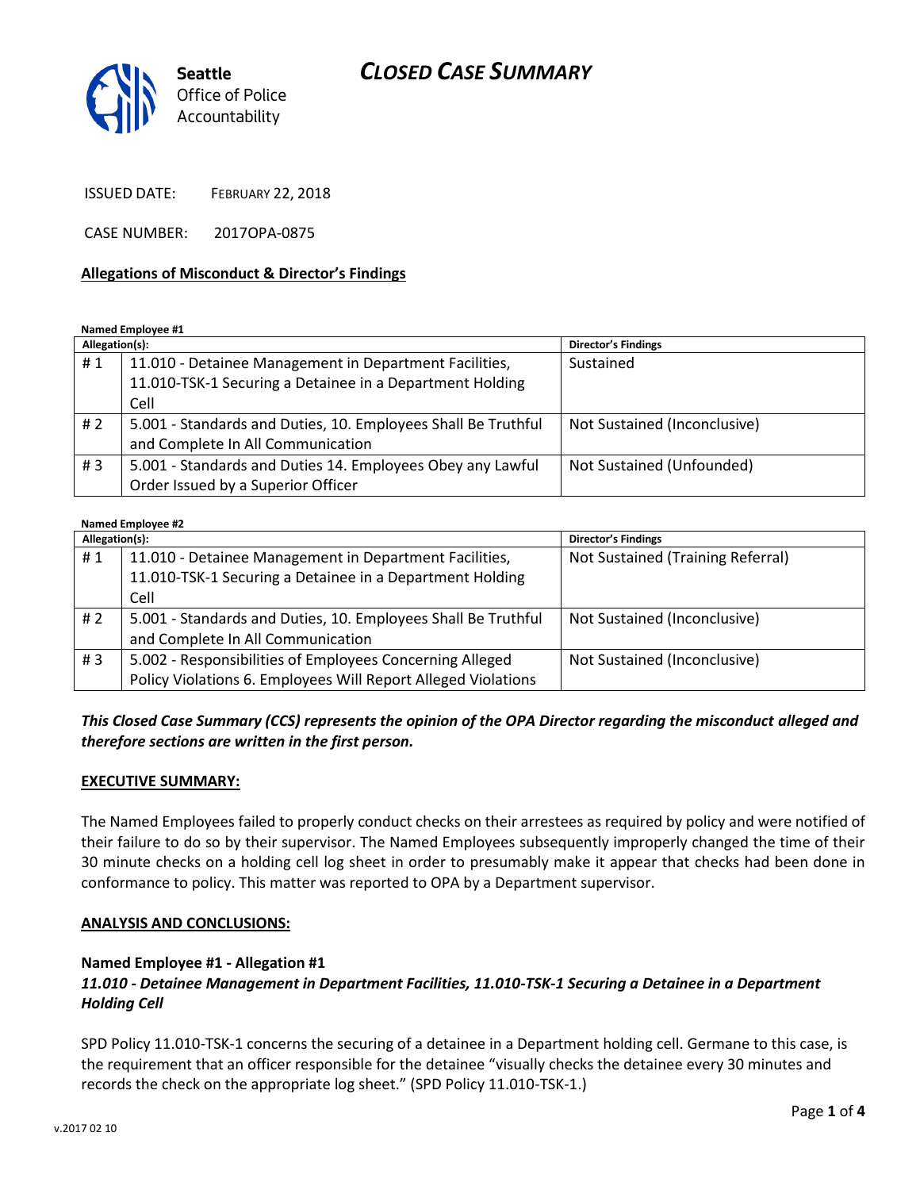Seattle Office of Police Accountability

# CLOSED CASE SUMMARY

ISSUED DATE: FEBRUARY 22, 2018

CASE NUMBER: 2017OPA-0875

**Allegations of Misconduct & Director's Findings**

**Named Employee #1**

| Allegation(s): | | Director's Findings |
|---|---|---|
| # 1 | 11.010 - Detainee Management in Department Facilities, 11.010-TSK-1 Securing a Detainee in a Department Holding Cell | Sustained |
| # 2 | 5.001 - Standards and Duties, 10. Employees Shall Be Truthful and Complete In All Communication | Not Sustained (Inconclusive) |
| # 3 | 5.001 - Standards and Duties 14. Employees Obey any Lawful Order Issued by a Superior Officer | Not Sustained (Unfounded) |

**Named Employee #2**

| Allegation(s): | | Director's Findings |
|---|---|---|
| # 1 | 11.010 - Detainee Management in Department Facilities, 11.010-TSK-1 Securing a Detainee in a Department Holding Cell | Not Sustained (Training Referral) |
| # 2 | 5.001 - Standards and Duties, 10. Employees Shall Be Truthful and Complete In All Communication | Not Sustained (Inconclusive) |
| # 3 | 5.002 - Responsibilities of Employees Concerning Alleged Policy Violations 6. Employees Will Report Alleged Violations | Not Sustained (Inconclusive) |

***This Closed Case Summary (CCS) represents the opinion of the OPA Director regarding the misconduct alleged and therefore sections are written in the first person.***

**EXECUTIVE SUMMARY:**

The Named Employees failed to properly conduct checks on their arrestees as required by policy and were notified of their failure to do so by their supervisor. The Named Employees subsequently improperly changed the time of their 30 minute checks on a holding cell log sheet in order to presumably make it appear that checks had been done in conformance to policy. This matter was reported to OPA by a Department supervisor.

**ANALYSIS AND CONCLUSIONS:**

**Named Employee #1 - Allegation #1**
***11.010 - Detainee Management in Department Facilities, 11.010-TSK-1 Securing a Detainee in a Department Holding Cell***

SPD Policy 11.010-TSK-1 concerns the securing of a detainee in a Department holding cell. Germane to this case, is the requirement that an officer responsible for the detainee "visually checks the detainee every 30 minutes and records the check on the appropriate log sheet." (SPD Policy 11.010-TSK-1.)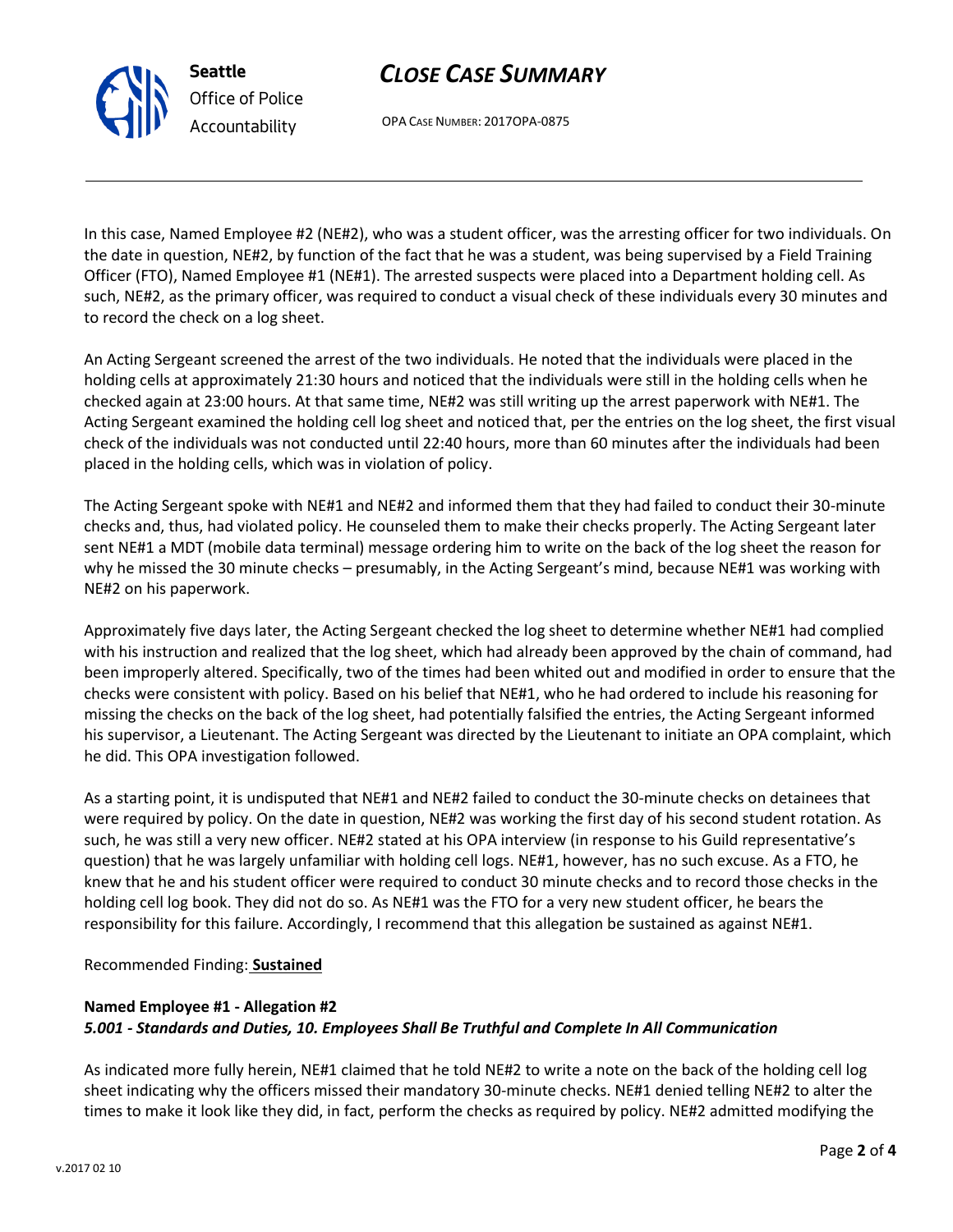In this case, Named Employee #2 (NE#2), who was a student officer, was the arresting officer for two individuals. On the date in question, NE#2, by function of the fact that he was a student, was being supervised by a Field Training Officer (FTO), Named Employee #1 (NE#1). The arrested suspects were placed into a Department holding cell. As such, NE#2, as the primary officer, was required to conduct a visual check of these individuals every 30 minutes and to record the check on a log sheet.

An Acting Sergeant screened the arrest of the two individuals. He noted that the individuals were placed in the holding cells at approximately 21:30 hours and noticed that the individuals were still in the holding cells when he checked again at 23:00 hours. At that same time, NE#2 was still writing up the arrest paperwork with NE#1. The Acting Sergeant examined the holding cell log sheet and noticed that, per the entries on the log sheet, the first visual check of the individuals was not conducted until 22:40 hours, more than 60 minutes after the individuals had been placed in the holding cells, which was in violation of policy.

The Acting Sergeant spoke with NE#1 and NE#2 and informed them that they had failed to conduct their 30-minute checks and, thus, had violated policy. He counseled them to make their checks properly. The Acting Sergeant later sent NE#1 a MDT (mobile data terminal) message ordering him to write on the back of the log sheet the reason for why he missed the 30 minute checks – presumably, in the Acting Sergeant's mind, because NE#1 was working with NE#2 on his paperwork.

Approximately five days later, the Acting Sergeant checked the log sheet to determine whether NE#1 had complied with his instruction and realized that the log sheet, which had already been approved by the chain of command, had been improperly altered. Specifically, two of the times had been whited out and modified in order to ensure that the checks were consistent with policy. Based on his belief that NE#1, who he had ordered to include his reasoning for missing the checks on the back of the log sheet, had potentially falsified the entries, the Acting Sergeant informed his supervisor, a Lieutenant. The Acting Sergeant was directed by the Lieutenant to initiate an OPA complaint, which he did. This OPA investigation followed.

As a starting point, it is undisputed that NE#1 and NE#2 failed to conduct the 30-minute checks on detainees that were required by policy. On the date in question, NE#2 was working the first day of his second student rotation. As such, he was still a very new officer. NE#2 stated at his OPA interview (in response to his Guild representative's question) that he was largely unfamiliar with holding cell logs. NE#1, however, has no such excuse. As a FTO, he knew that he and his student officer were required to conduct 30 minute checks and to record those checks in the holding cell log book. They did not do so. As NE#1 was the FTO for a very new student officer, he bears the responsibility for this failure. Accordingly, I recommend that this allegation be sustained as against NE#1.

Recommended Finding: **Sustained**

**Named Employee #1 - Allegation #2**
***5.001 - Standards and Duties, 10. Employees Shall Be Truthful and Complete In All Communication***

As indicated more fully herein, NE#1 claimed that he told NE#2 to write a note on the back of the holding cell log sheet indicating why the officers missed their mandatory 30-minute checks. NE#1 denied telling NE#2 to alter the times to make it look like they did, in fact, perform the checks as required by policy. NE#2 admitted modifying the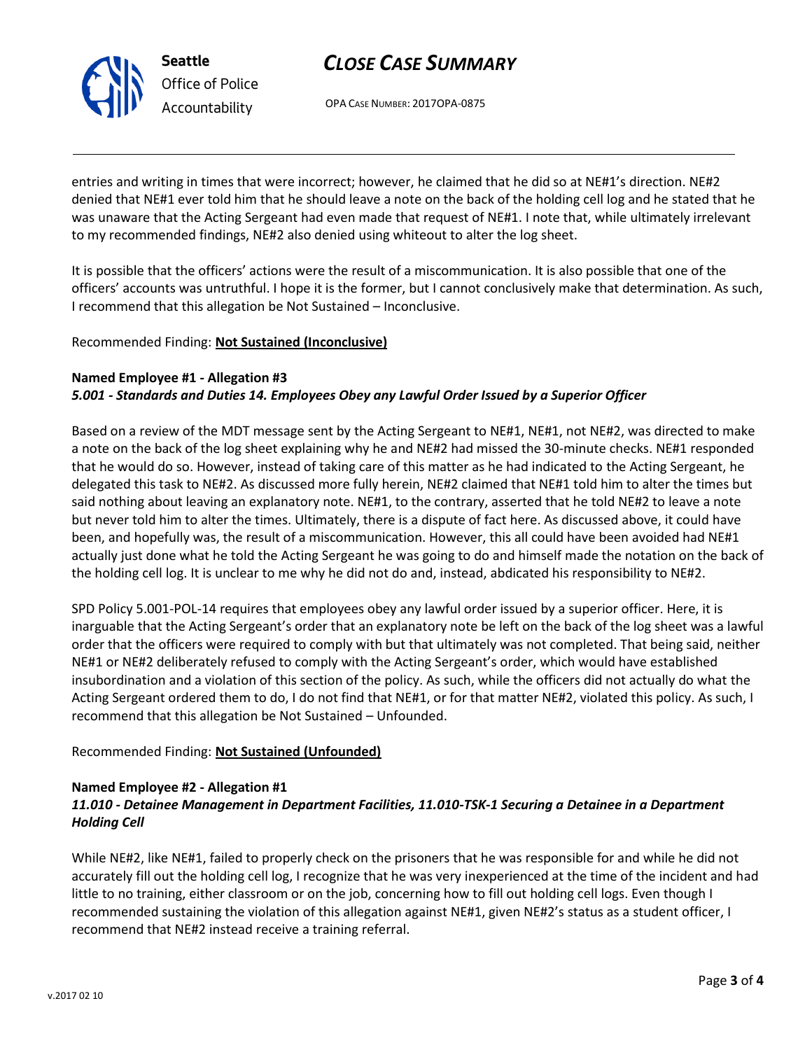entries and writing in times that were incorrect; however, he claimed that he did so at NE#1's direction. NE#2 denied that NE#1 ever told him that he should leave a note on the back of the holding cell log and he stated that he was unaware that the Acting Sergeant had even made that request of NE#1. I note that, while ultimately irrelevant to my recommended findings, NE#2 also denied using whiteout to alter the log sheet.

It is possible that the officers' actions were the result of a miscommunication. It is also possible that one of the officers' accounts was untruthful. I hope it is the former, but I cannot conclusively make that determination. As such, I recommend that this allegation be Not Sustained – Inconclusive.

Recommended Finding: **Not Sustained (Inconclusive)**

**Named Employee #1 - Allegation #3**
***5.001 - Standards and Duties 14. Employees Obey any Lawful Order Issued by a Superior Officer***

Based on a review of the MDT message sent by the Acting Sergeant to NE#1, NE#1, not NE#2, was directed to make a note on the back of the log sheet explaining why he and NE#2 had missed the 30-minute checks. NE#1 responded that he would do so. However, instead of taking care of this matter as he had indicated to the Acting Sergeant, he delegated this task to NE#2. As discussed more fully herein, NE#2 claimed that NE#1 told him to alter the times but said nothing about leaving an explanatory note. NE#1, to the contrary, asserted that he told NE#2 to leave a note but never told him to alter the times. Ultimately, there is a dispute of fact here. As discussed above, it could have been, and hopefully was, the result of a miscommunication. However, this all could have been avoided had NE#1 actually just done what he told the Acting Sergeant he was going to do and himself made the notation on the back of the holding cell log. It is unclear to me why he did not do and, instead, abdicated his responsibility to NE#2.

SPD Policy 5.001-POL-14 requires that employees obey any lawful order issued by a superior officer. Here, it is inarguable that the Acting Sergeant's order that an explanatory note be left on the back of the log sheet was a lawful order that the officers were required to comply with but that ultimately was not completed. That being said, neither NE#1 or NE#2 deliberately refused to comply with the Acting Sergeant's order, which would have established insubordination and a violation of this section of the policy. As such, while the officers did not actually do what the Acting Sergeant ordered them to do, I do not find that NE#1, or for that matter NE#2, violated this policy. As such, I recommend that this allegation be Not Sustained – Unfounded.

Recommended Finding: **Not Sustained (Unfounded)**

**Named Employee #2 - Allegation #1**
***11.010 - Detainee Management in Department Facilities, 11.010-TSK-1 Securing a Detainee in a Department Holding Cell***

While NE#2, like NE#1, failed to properly check on the prisoners that he was responsible for and while he did not accurately fill out the holding cell log, I recognize that he was very inexperienced at the time of the incident and had little to no training, either classroom or on the job, concerning how to fill out holding cell logs. Even though I recommended sustaining the violation of this allegation against NE#1, given NE#2's status as a student officer, I recommend that NE#2 instead receive a training referral.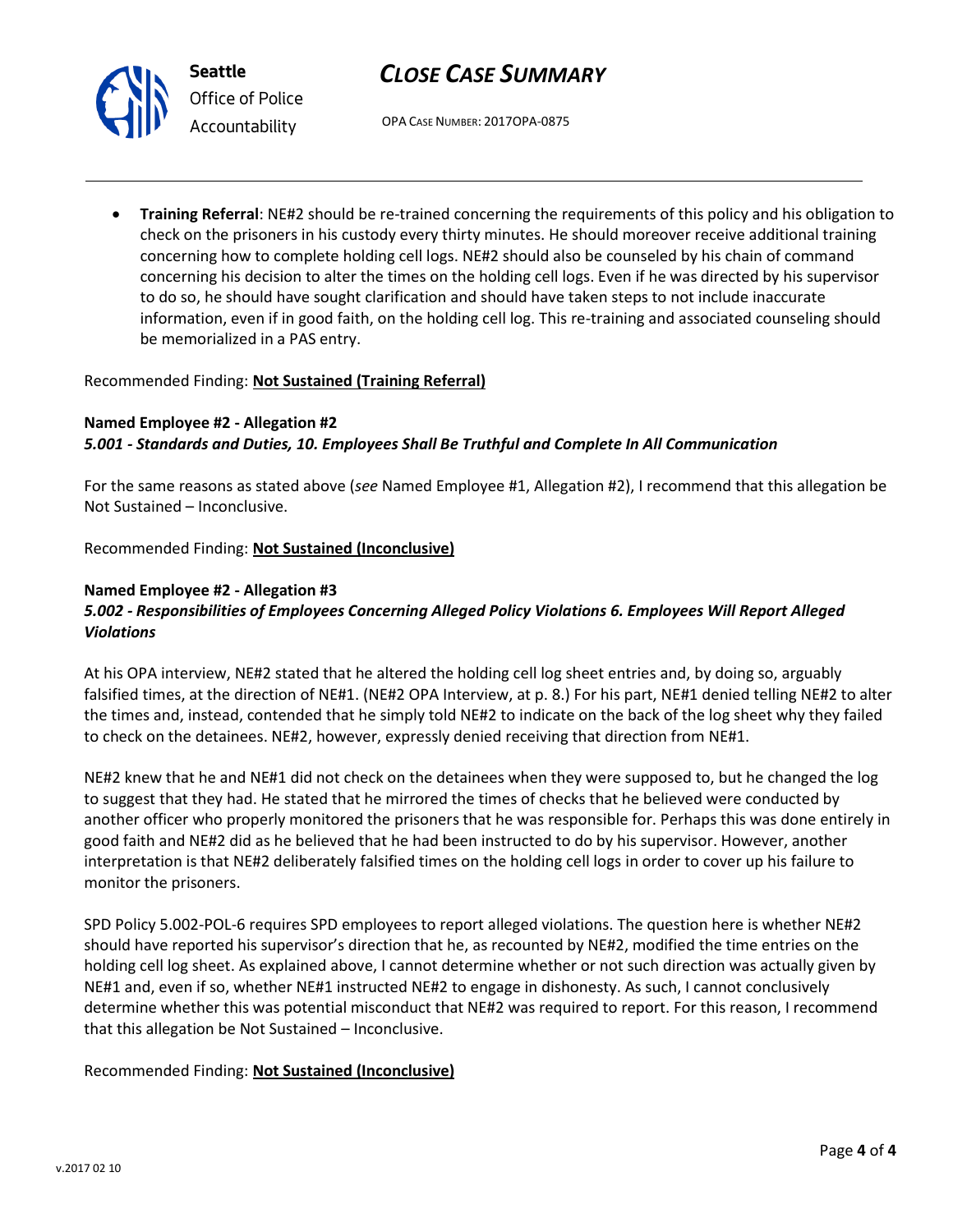- **Training Referral**: NE#2 should be re-trained concerning the requirements of this policy and his obligation to check on the prisoners in his custody every thirty minutes. He should moreover receive additional training concerning how to complete holding cell logs. NE#2 should also be counseled by his chain of command concerning his decision to alter the times on the holding cell logs. Even if he was directed by his supervisor to do so, he should have sought clarification and should have taken steps to not include inaccurate information, even if in good faith, on the holding cell log. This re-training and associated counseling should be memorialized in a PAS entry.

Recommended Finding: **Not Sustained (Training Referral)**

**Named Employee #2 - Allegation #2**
***5.001 - Standards and Duties, 10. Employees Shall Be Truthful and Complete In All Communication***

For the same reasons as stated above (*see* Named Employee #1, Allegation #2), I recommend that this allegation be Not Sustained – Inconclusive.

Recommended Finding: **Not Sustained (Inconclusive)**

**Named Employee #2 - Allegation #3**
***5.002 - Responsibilities of Employees Concerning Alleged Policy Violations 6. Employees Will Report Alleged Violations***

At his OPA interview, NE#2 stated that he altered the holding cell log sheet entries and, by doing so, arguably falsified times, at the direction of NE#1. (NE#2 OPA Interview, at p. 8.) For his part, NE#1 denied telling NE#2 to alter the times and, instead, contended that he simply told NE#2 to indicate on the back of the log sheet why they failed to check on the detainees. NE#2, however, expressly denied receiving that direction from NE#1.

NE#2 knew that he and NE#1 did not check on the detainees when they were supposed to, but he changed the log to suggest that they had. He stated that he mirrored the times of checks that he believed were conducted by another officer who properly monitored the prisoners that he was responsible for. Perhaps this was done entirely in good faith and NE#2 did as he believed that he had been instructed to do by his supervisor. However, another interpretation is that NE#2 deliberately falsified times on the holding cell logs in order to cover up his failure to monitor the prisoners.

SPD Policy 5.002-POL-6 requires SPD employees to report alleged violations. The question here is whether NE#2 should have reported his supervisor's direction that he, as recounted by NE#2, modified the time entries on the holding cell log sheet. As explained above, I cannot determine whether or not such direction was actually given by NE#1 and, even if so, whether NE#1 instructed NE#2 to engage in dishonesty. As such, I cannot conclusively determine whether this was potential misconduct that NE#2 was required to report. For this reason, I recommend that this allegation be Not Sustained – Inconclusive.

Recommended Finding: **Not Sustained (Inconclusive)**